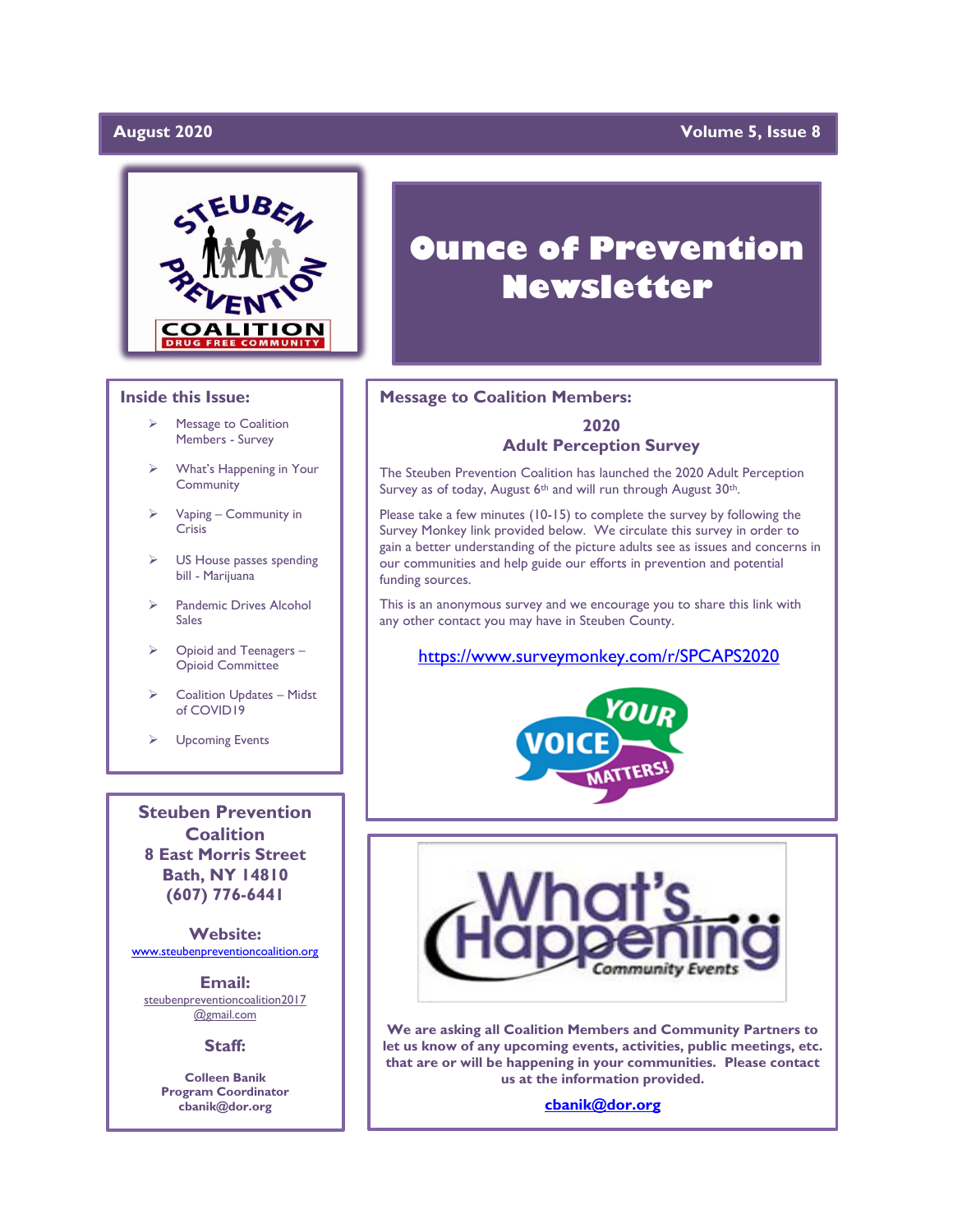August 2020 — Volume 5, Issue 8

# Ounce of Prevention Newsletter

## Inside this Issue:

- Message to Coalition Members - Survey
- What's Happening in Your Community
- Vaping – Community in Crisis
- US House passes spending bill - Marijuana
- Pandemic Drives Alcohol Sales
- Opioid and Teenagers – Opioid Committee
- Coalition Updates – Midst of COVID19
- Upcoming Events

**Steuben Prevention Coalition**
**8 East Morris Street**
**Bath, NY 14810**
**(607) 776-6441**

**Website:**
www.steubenpreventioncoalition.org

**Email:**
steubenpreventioncoalition2017@gmail.com

**Staff:**

**Colleen Banik**
**Program Coordinator**
**cbanik@dor.org**

## Message to Coalition Members:

### 2020 Adult Perception Survey

The Steuben Prevention Coalition has launched the 2020 Adult Perception Survey as of today, August 6th and will run through August 30th.

Please take a few minutes (10-15) to complete the survey by following the Survey Monkey link provided below. We circulate this survey in order to gain a better understanding of the picture adults see as issues and concerns in our communities and help guide our efforts in prevention and potential funding sources.

This is an anonymous survey and we encourage you to share this link with any other contact you may have in Steuben County.

https://www.surveymonkey.com/r/SPCAPS2020

YOUR VOICE MATTERS!

## What's Happening – Community Events

**We are asking all Coalition Members and Community Partners to let us know of any upcoming events, activities, public meetings, etc. that are or will be happening in your communities. Please contact us at the information provided.**

**cbanik@dor.org**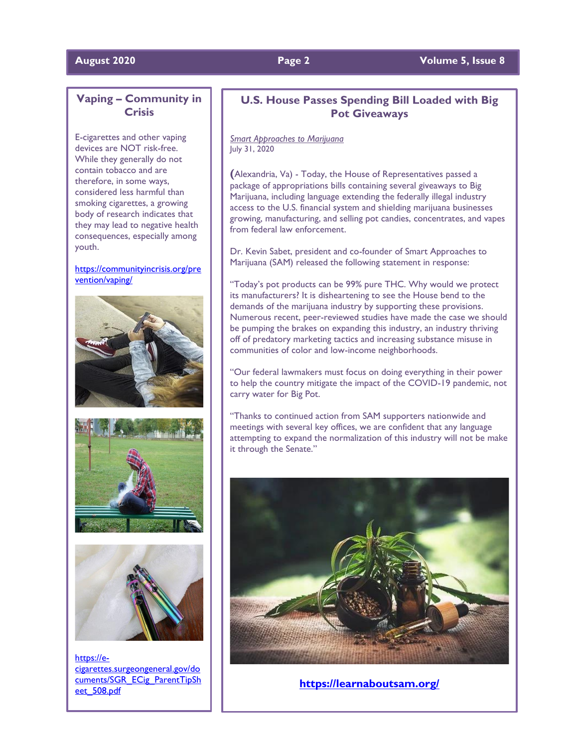## Vaping – Community in Crisis

E-cigarettes and other vaping devices are NOT risk-free. While they generally do not contain tobacco and are therefore, in some ways, considered less harmful than smoking cigarettes, a growing body of research indicates that they may lead to negative health consequences, especially among youth.

https://communityincrisis.org/prevention/vaping/

https://e-cigarettes.surgeongeneral.gov/documents/SGR_ECig_ParentTipSheet_508.pdf

## U.S. House Passes Spending Bill Loaded with Big Pot Giveaways

*Smart Approaches to Marijuana*
July 31, 2020

(Alexandria, Va) - Today, the House of Representatives passed a package of appropriations bills containing several giveaways to Big Marijuana, including language extending the federally illegal industry access to the U.S. financial system and shielding marijuana businesses growing, manufacturing, and selling pot candies, concentrates, and vapes from federal law enforcement.

Dr. Kevin Sabet, president and co-founder of Smart Approaches to Marijuana (SAM) released the following statement in response:

"Today's pot products can be 99% pure THC. Why would we protect its manufacturers? It is disheartening to see the House bend to the demands of the marijuana industry by supporting these provisions. Numerous recent, peer-reviewed studies have made the case we should be pumping the brakes on expanding this industry, an industry thriving off of predatory marketing tactics and increasing substance misuse in communities of color and low-income neighborhoods.

"Our federal lawmakers must focus on doing everything in their power to help the country mitigate the impact of the COVID-19 pandemic, not carry water for Big Pot.

"Thanks to continued action from SAM supporters nationwide and meetings with several key offices, we are confident that any language attempting to expand the normalization of this industry will not be make it through the Senate."

**https://learnaboutsam.org/**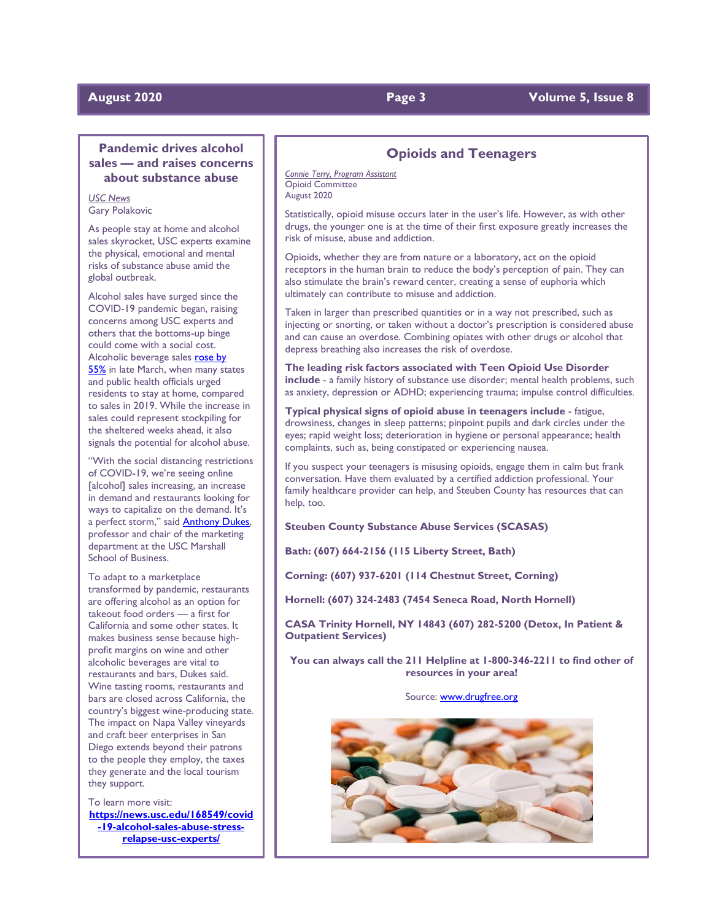## Pandemic drives alcohol sales — and raises concerns about substance abuse

*USC News*
Gary Polakovic

As people stay at home and alcohol sales skyrocket, USC experts examine the physical, emotional and mental risks of substance abuse amid the global outbreak.

Alcohol sales have surged since the COVID-19 pandemic began, raising concerns among USC experts and others that the bottoms-up binge could come with a social cost. Alcoholic beverage sales rose by 55% in late March, when many states and public health officials urged residents to stay at home, compared to sales in 2019. While the increase in sales could represent stockpiling for the sheltered weeks ahead, it also signals the potential for alcohol abuse.

"With the social distancing restrictions of COVID-19, we're seeing online [alcohol] sales increasing, an increase in demand and restaurants looking for ways to capitalize on the demand. It's a perfect storm," said Anthony Dukes, professor and chair of the marketing department at the USC Marshall School of Business.

To adapt to a marketplace transformed by pandemic, restaurants are offering alcohol as an option for takeout food orders — a first for California and some other states. It makes business sense because high-profit margins on wine and other alcoholic beverages are vital to restaurants and bars, Dukes said. Wine tasting rooms, restaurants and bars are closed across California, the country's biggest wine-producing state. The impact on Napa Valley vineyards and craft beer enterprises in San Diego extends beyond their patrons to the people they employ, the taxes they generate and the local tourism they support.

To learn more visit:
**https://news.usc.edu/168549/covid-19-alcohol-sales-abuse-stress-relapse-usc-experts/**

## Opioids and Teenagers

*Connie Terry, Program Assistant*
Opioid Committee
August 2020

Statistically, opioid misuse occurs later in the user's life. However, as with other drugs, the younger one is at the time of their first exposure greatly increases the risk of misuse, abuse and addiction.

Opioids, whether they are from nature or a laboratory, act on the opioid receptors in the human brain to reduce the body's perception of pain. They can also stimulate the brain's reward center, creating a sense of euphoria which ultimately can contribute to misuse and addiction.

Taken in larger than prescribed quantities or in a way not prescribed, such as injecting or snorting, or taken without a doctor's prescription is considered abuse and can cause an overdose. Combining opiates with other drugs or alcohol that depress breathing also increases the risk of overdose.

**The leading risk factors associated with Teen Opioid Use Disorder include** - a family history of substance use disorder; mental health problems, such as anxiety, depression or ADHD; experiencing trauma; impulse control difficulties.

**Typical physical signs of opioid abuse in teenagers include** - fatigue, drowsiness, changes in sleep patterns; pinpoint pupils and dark circles under the eyes; rapid weight loss; deterioration in hygiene or personal appearance; health complaints, such as, being constipated or experiencing nausea.

If you suspect your teenagers is misusing opioids, engage them in calm but frank conversation. Have them evaluated by a certified addiction professional. Your family healthcare provider can help, and Steuben County has resources that can help, too.

**Steuben County Substance Abuse Services (SCASAS)**

**Bath: (607) 664-2156 (115 Liberty Street, Bath)**

**Corning: (607) 937-6201 (114 Chestnut Street, Corning)**

**Hornell: (607) 324-2483 (7454 Seneca Road, North Hornell)**

**CASA Trinity Hornell, NY 14843 (607) 282-5200 (Detox, In Patient & Outpatient Services)**

**You can always call the 211 Helpline at 1-800-346-2211 to find other of resources in your area!**

Source: www.drugfree.org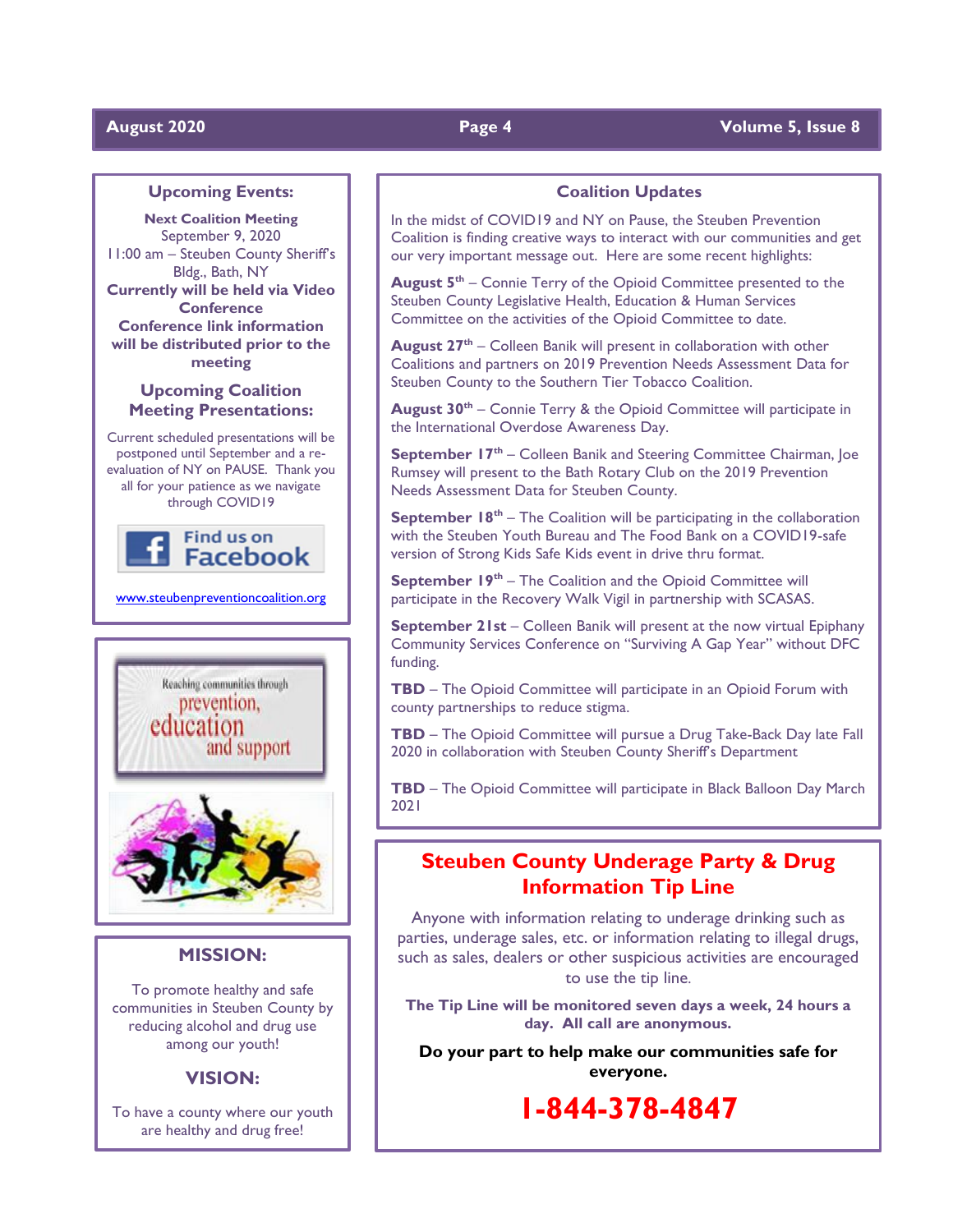## Upcoming Events:

**Next Coalition Meeting**
September 9, 2020
11:00 am – Steuben County Sheriff's Bldg., Bath, NY
**Currently will be held via Video Conference**
**Conference link information will be distributed prior to the meeting**

## Upcoming Coalition Meeting Presentations:

Current scheduled presentations will be postponed until September and a re-evaluation of NY on PAUSE. Thank you all for your patience as we navigate through COVID19

Find us on Facebook

www.steubenpreventioncoalition.org

Reaching communities through prevention, education and support

## MISSION:

To promote healthy and safe communities in Steuben County by reducing alcohol and drug use among our youth!

## VISION:

To have a county where our youth are healthy and drug free!

## Coalition Updates

In the midst of COVID19 and NY on Pause, the Steuben Prevention Coalition is finding creative ways to interact with our communities and get our very important message out. Here are some recent highlights:

**August 5th** – Connie Terry of the Opioid Committee presented to the Steuben County Legislative Health, Education & Human Services Committee on the activities of the Opioid Committee to date.

**August 27th** – Colleen Banik will present in collaboration with other Coalitions and partners on 2019 Prevention Needs Assessment Data for Steuben County to the Southern Tier Tobacco Coalition.

**August 30th** – Connie Terry & the Opioid Committee will participate in the International Overdose Awareness Day.

**September 17th** – Colleen Banik and Steering Committee Chairman, Joe Rumsey will present to the Bath Rotary Club on the 2019 Prevention Needs Assessment Data for Steuben County.

**September 18th** – The Coalition will be participating in the collaboration with the Steuben Youth Bureau and The Food Bank on a COVID19-safe version of Strong Kids Safe Kids event in drive thru format.

**September 19th** – The Coalition and the Opioid Committee will participate in the Recovery Walk Vigil in partnership with SCASAS.

**September 21st** – Colleen Banik will present at the now virtual Epiphany Community Services Conference on "Surviving A Gap Year" without DFC funding.

**TBD** – The Opioid Committee will participate in an Opioid Forum with county partnerships to reduce stigma.

**TBD** – The Opioid Committee will pursue a Drug Take-Back Day late Fall 2020 in collaboration with Steuben County Sheriff's Department

**TBD** – The Opioid Committee will participate in Black Balloon Day March 2021

## Steuben County Underage Party & Drug Information Tip Line

Anyone with information relating to underage drinking such as parties, underage sales, etc. or information relating to illegal drugs, such as sales, dealers or other suspicious activities are encouraged to use the tip line.

**The Tip Line will be monitored seven days a week, 24 hours a day. All call are anonymous.**

**Do your part to help make our communities safe for everyone.**

**1-844-378-4847**